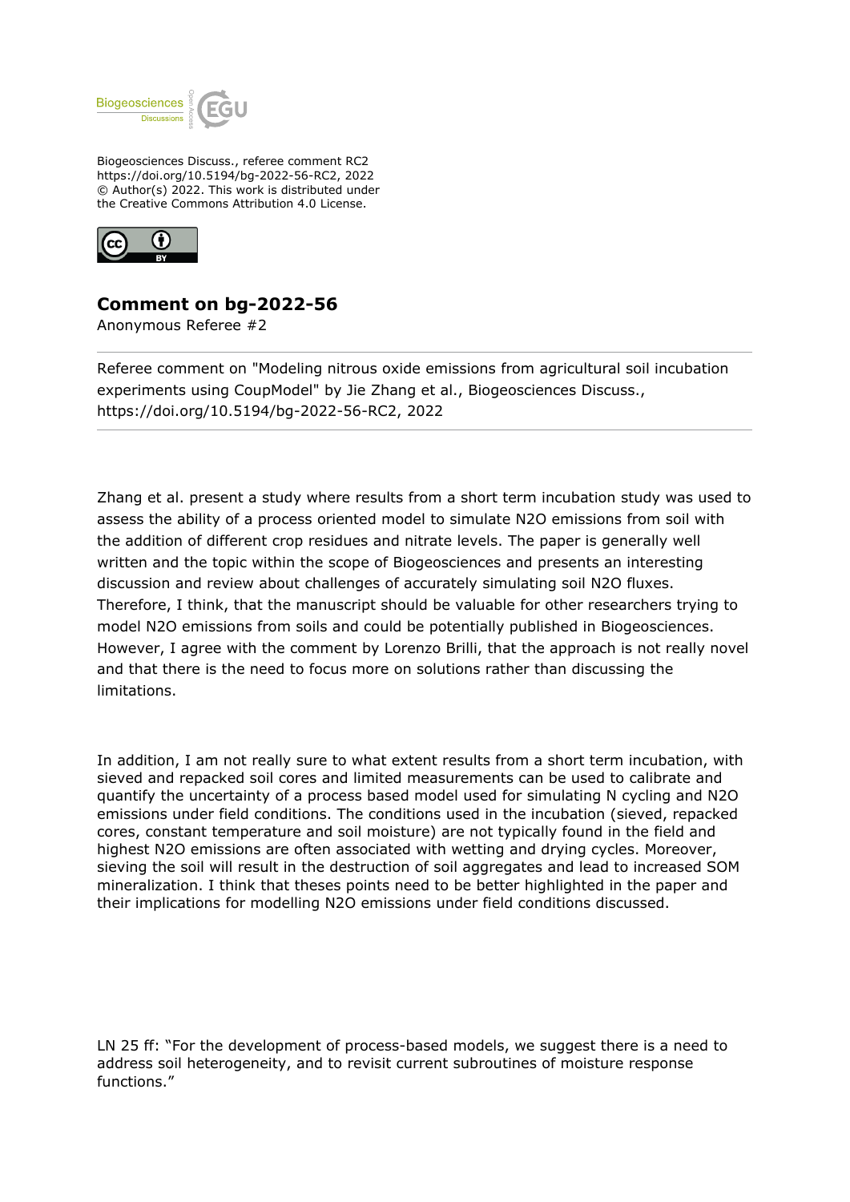Biogeosciences Discuss., referee comment RC2
https://doi.org/10.5194/bg-2022-56-RC2, 2022
© Author(s) 2022. This work is distributed under
the Creative Commons Attribution 4.0 License.

## Comment on bg-2022-56

Anonymous Referee #2

---

Referee comment on "Modeling nitrous oxide emissions from agricultural soil incubation experiments using CoupModel" by Jie Zhang et al., Biogeosciences Discuss., https://doi.org/10.5194/bg-2022-56-RC2, 2022

---

Zhang et al. present a study where results from a short term incubation study was used to assess the ability of a process oriented model to simulate N2O emissions from soil with the addition of different crop residues and nitrate levels. The paper is generally well written and the topic within the scope of Biogeosciences and presents an interesting discussion and review about challenges of accurately simulating soil N2O fluxes. Therefore, I think, that the manuscript should be valuable for other researchers trying to model N2O emissions from soils and could be potentially published in Biogeosciences. However, I agree with the comment by Lorenzo Brilli, that the approach is not really novel and that there is the need to focus more on solutions rather than discussing the limitations.

In addition, I am not really sure to what extent results from a short term incubation, with sieved and repacked soil cores and limited measurements can be used to calibrate and quantify the uncertainty of a process based model used for simulating N cycling and N2O emissions under field conditions. The conditions used in the incubation (sieved, repacked cores, constant temperature and soil moisture) are not typically found in the field and highest N2O emissions are often associated with wetting and drying cycles. Moreover, sieving the soil will result in the destruction of soil aggregates and lead to increased SOM mineralization. I think that theses points need to be better highlighted in the paper and their implications for modelling N2O emissions under field conditions discussed.

LN 25 ff: "For the development of process-based models, we suggest there is a need to address soil heterogeneity, and to revisit current subroutines of moisture response functions."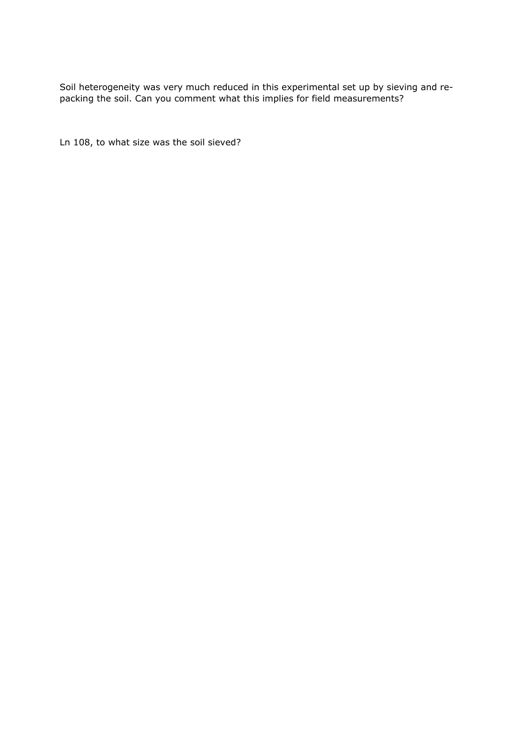Soil heterogeneity was very much reduced in this experimental set up by sieving and re-packing the soil. Can you comment what this implies for field measurements?

Ln 108, to what size was the soil sieved?